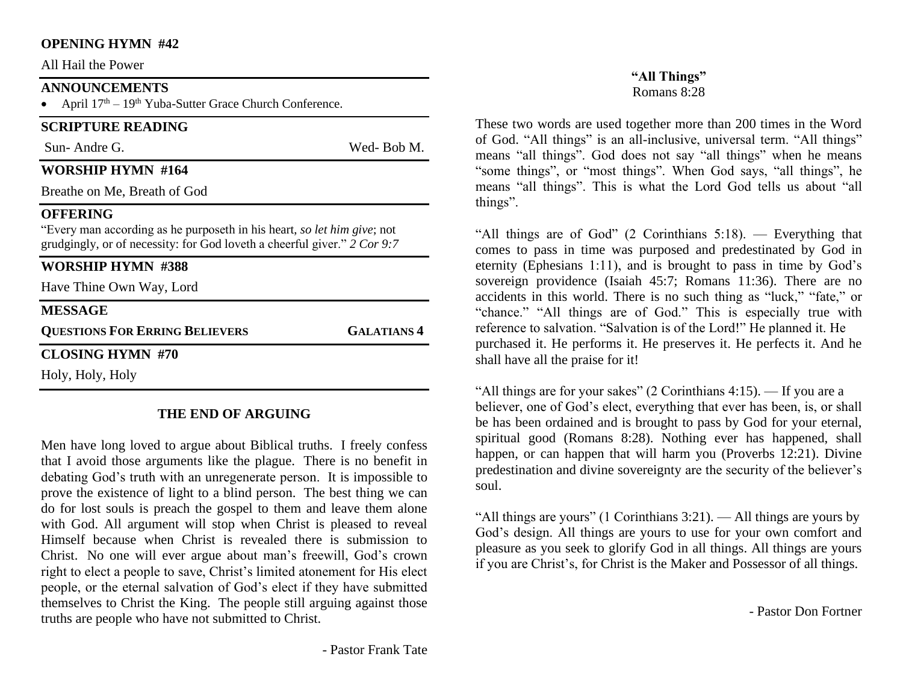**OPENING HYMN #42**

All Hail the Power

**ANNOUNCEMENTS**

- April 17th – 19th Yuba-Sutter Grace Church Conference.

**SCRIPTURE READING**

Sun- Andre G. Wed- Bob M.

**WORSHIP HYMN #164**

Breathe on Me, Breath of God

**OFFERING**

"Every man according as he purposeth in his heart, *so let him give*; not grudgingly, or of necessity: for God loveth a cheerful giver." *2 Cor 9:7*

**WORSHIP HYMN #388**

Have Thine Own Way, Lord

**MESSAGE**

**QUESTIONS FOR ERRING BELIEVERS** **GALATIANS 4**

**CLOSING HYMN #70**

Holy, Holy, Holy

## THE END OF ARGUING

Men have long loved to argue about Biblical truths. I freely confess that I avoid those arguments like the plague. There is no benefit in debating God's truth with an unregenerate person. It is impossible to prove the existence of light to a blind person. The best thing we can do for lost souls is preach the gospel to them and leave them alone with God. All argument will stop when Christ is pleased to reveal Himself because when Christ is revealed there is submission to Christ. No one will ever argue about man's freewill, God's crown right to elect a people to save, Christ's limited atonement for His elect people, or the eternal salvation of God's elect if they have submitted themselves to Christ the King. The people still arguing against those truths are people who have not submitted to Christ.

- Pastor Frank Tate

## "All Things"

Romans 8:28

These two words are used together more than 200 times in the Word of God. "All things" is an all-inclusive, universal term. "All things" means "all things". God does not say "all things" when he means "some things", or "most things". When God says, "all things", he means "all things". This is what the Lord God tells us about "all things".

"All things are of God" (2 Corinthians 5:18). — Everything that comes to pass in time was purposed and predestinated by God in eternity (Ephesians 1:11), and is brought to pass in time by God's sovereign providence (Isaiah 45:7; Romans 11:36). There are no accidents in this world. There is no such thing as "luck," "fate," or "chance." "All things are of God." This is especially true with reference to salvation. "Salvation is of the Lord!" He planned it. He purchased it. He performs it. He preserves it. He perfects it. And he shall have all the praise for it!

"All things are for your sakes" (2 Corinthians 4:15). — If you are a believer, one of God's elect, everything that ever has been, is, or shall be has been ordained and is brought to pass by God for your eternal, spiritual good (Romans 8:28). Nothing ever has happened, shall happen, or can happen that will harm you (Proverbs 12:21). Divine predestination and divine sovereignty are the security of the believer's soul.

"All things are yours" (1 Corinthians 3:21). — All things are yours by God's design. All things are yours to use for your own comfort and pleasure as you seek to glorify God in all things. All things are yours if you are Christ's, for Christ is the Maker and Possessor of all things.

- Pastor Don Fortner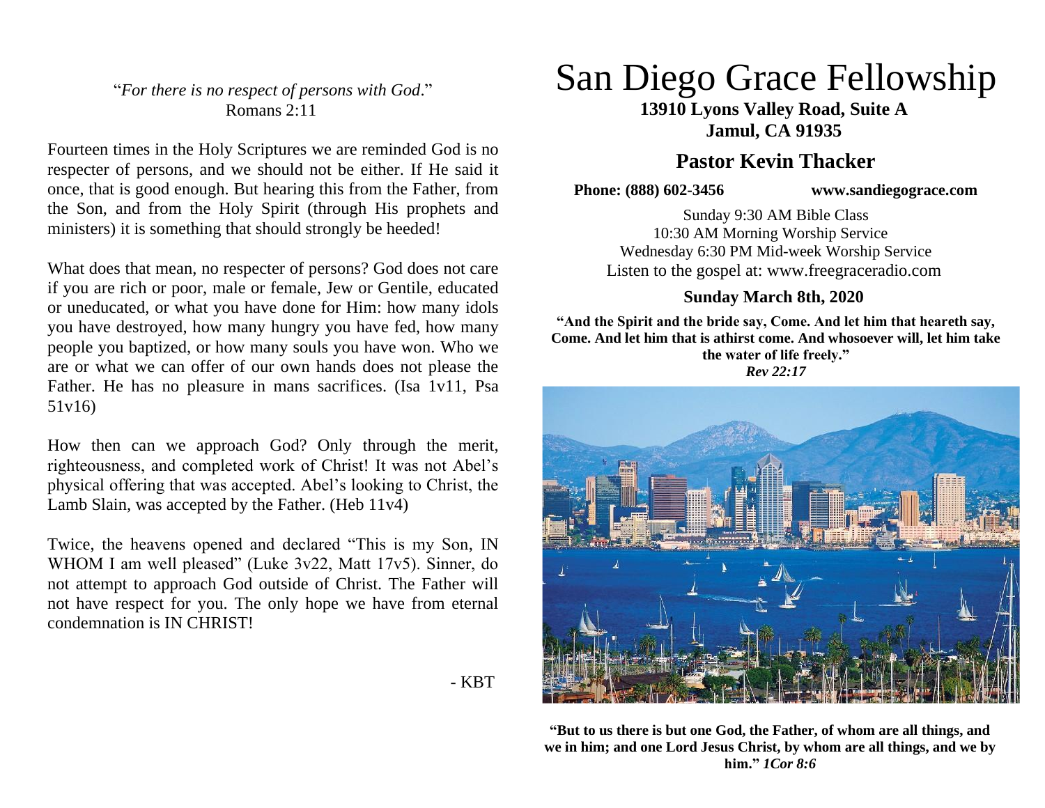"*For there is no respect of persons with God*."
Romans 2:11

Fourteen times in the Holy Scriptures we are reminded God is no respecter of persons, and we should not be either. If He said it once, that is good enough. But hearing this from the Father, from the Son, and from the Holy Spirit (through His prophets and ministers) it is something that should strongly be heeded!

What does that mean, no respecter of persons? God does not care if you are rich or poor, male or female, Jew or Gentile, educated or uneducated, or what you have done for Him: how many idols you have destroyed, how many hungry you have fed, how many people you baptized, or how many souls you have won. Who we are or what we can offer of our own hands does not please the Father. He has no pleasure in mans sacrifices. (Isa 1v11, Psa 51v16)

How then can we approach God? Only through the merit, righteousness, and completed work of Christ! It was not Abel's physical offering that was accepted. Abel's looking to Christ, the Lamb Slain, was accepted by the Father. (Heb 11v4)

Twice, the heavens opened and declared "This is my Son, IN WHOM I am well pleased" (Luke 3v22, Matt 17v5). Sinner, do not attempt to approach God outside of Christ. The Father will not have respect for you. The only hope we have from eternal condemnation is IN CHRIST!

- KBT

# San Diego Grace Fellowship

**13910 Lyons Valley Road, Suite A**
**Jamul, CA 91935**

## Pastor Kevin Thacker

**Phone: (888) 602-3456** **www.sandiegograce.com**

Sunday 9:30 AM Bible Class
10:30 AM Morning Worship Service
Wednesday 6:30 PM Mid-week Worship Service
Listen to the gospel at: www.freegraceradio.com

**Sunday March 8th, 2020**

**"And the Spirit and the bride say, Come. And let him that heareth say, Come. And let him that is athirst come. And whosoever will, let him take the water of life freely."**
***Rev 22:17***

**"But to us there is but one God, the Father, of whom are all things, and we in him; and one Lord Jesus Christ, by whom are all things, and we by him."** ***1Cor 8:6***